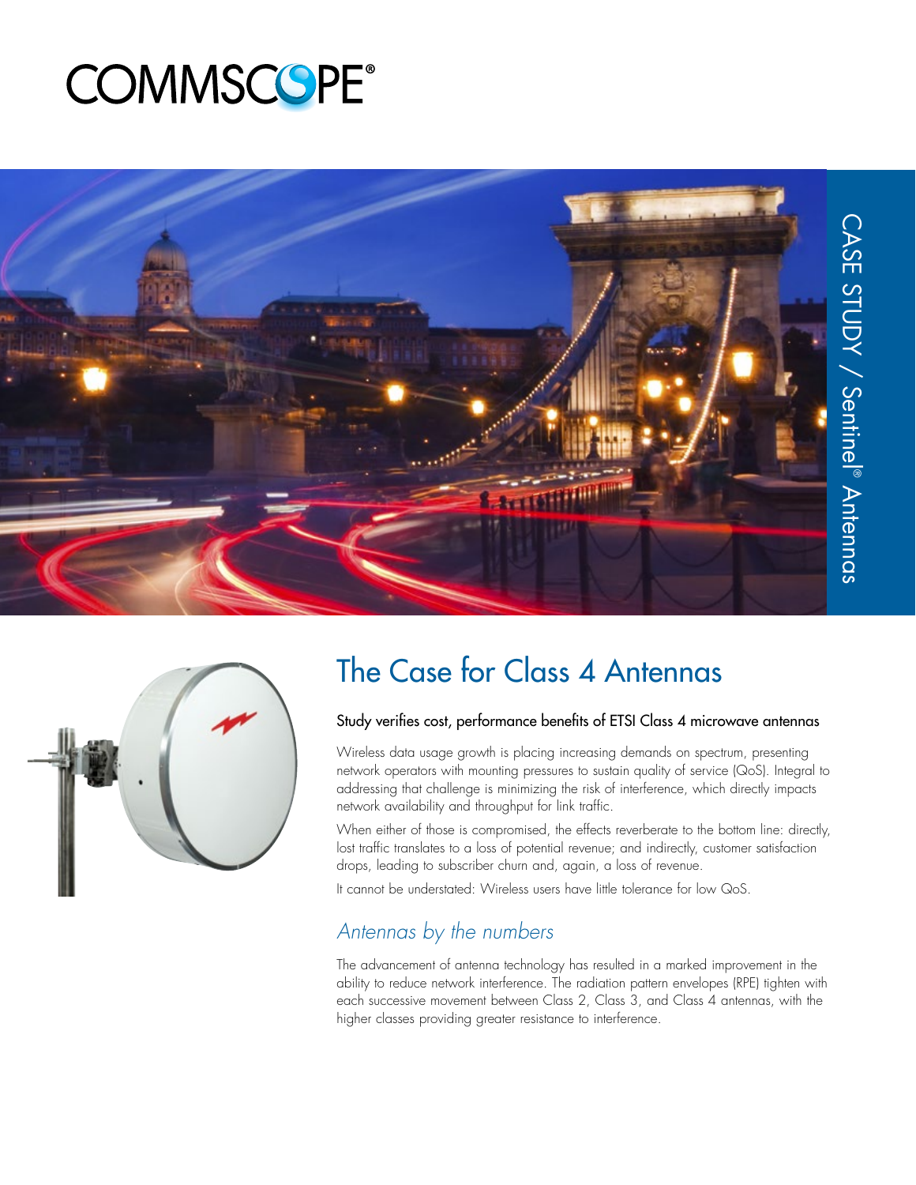CASE STUDY / Sentinel® Antennas

# The Case for Class 4 Antennas

### Study verifies cost, performance benefits of ETSI Class 4 microwave antennas

Wireless data usage growth is placing increasing demands on spectrum, presenting network operators with mounting pressures to sustain quality of service (QoS). Integral to addressing that challenge is minimizing the risk of interference, which directly impacts network availability and throughput for link traffic.

When either of those is compromised, the effects reverberate to the bottom line: directly, lost traffic translates to a loss of potential revenue; and indirectly, customer satisfaction drops, leading to subscriber churn and, again, a loss of revenue.

It cannot be understated: Wireless users have little tolerance for low QoS.

## *Antennas by the numbers*

The advancement of antenna technology has resulted in a marked improvement in the ability to reduce network interference. The radiation pattern envelopes (RPE) tighten with each successive movement between Class 2, Class 3, and Class 4 antennas, with the higher classes providing greater resistance to interference.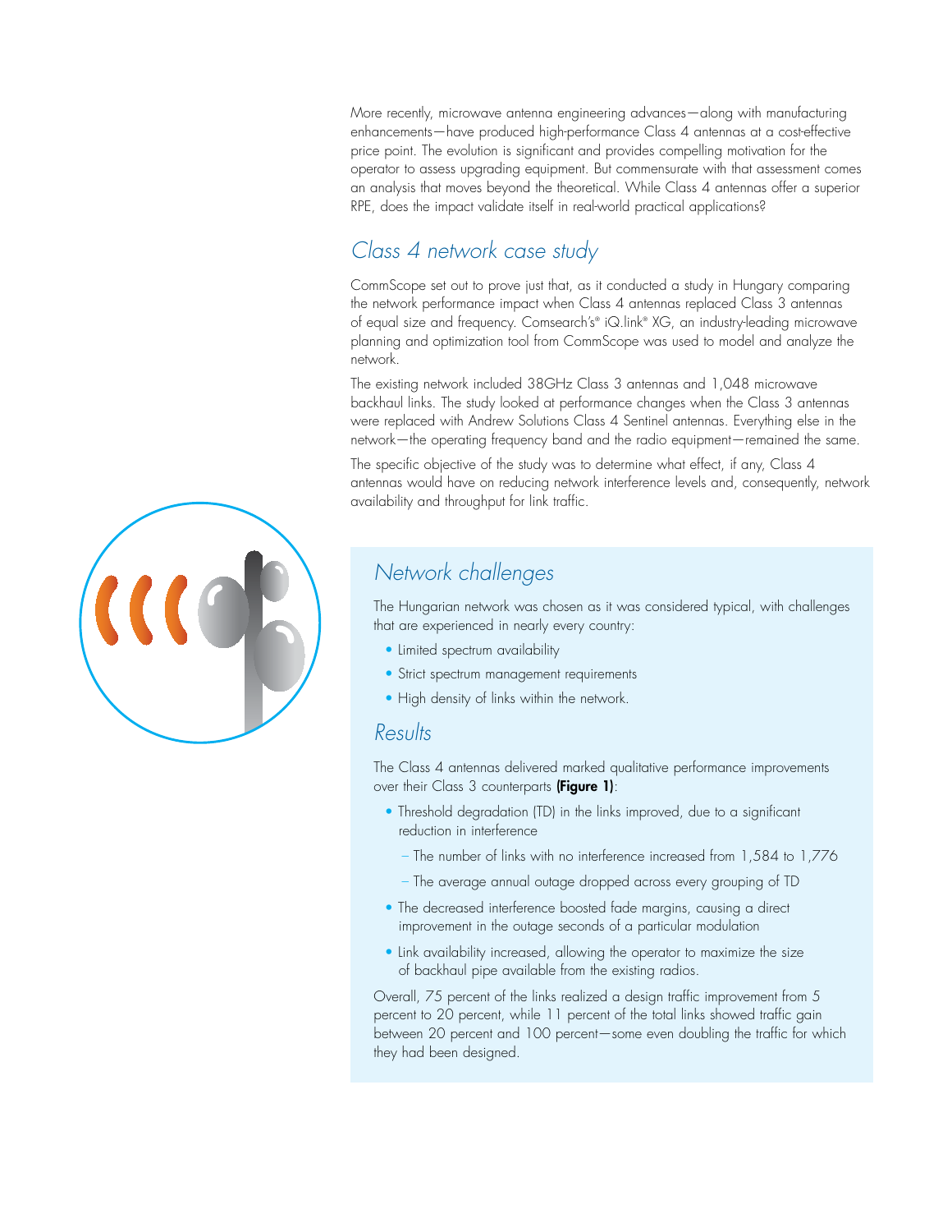More recently, microwave antenna engineering advances—along with manufacturing enhancements—have produced high-performance Class 4 antennas at a cost-effective price point. The evolution is significant and provides compelling motivation for the operator to assess upgrading equipment. But commensurate with that assessment comes an analysis that moves beyond the theoretical. While Class 4 antennas offer a superior RPE, does the impact validate itself in real-world practical applications?

## Class 4 network case study

CommScope set out to prove just that, as it conducted a study in Hungary comparing the network performance impact when Class 4 antennas replaced Class 3 antennas of equal size and frequency. Comsearch's® iQ.link® XG, an industry-leading microwave planning and optimization tool from CommScope was used to model and analyze the network.

The existing network included 38GHz Class 3 antennas and 1,048 microwave backhaul links. The study looked at performance changes when the Class 3 antennas were replaced with Andrew Solutions Class 4 Sentinel antennas. Everything else in the network—the operating frequency band and the radio equipment—remained the same.

The specific objective of the study was to determine what effect, if any, Class 4 antennas would have on reducing network interference levels and, consequently, network availability and throughput for link traffic.

## Network challenges

The Hungarian network was chosen as it was considered typical, with challenges that are experienced in nearly every country:

- Limited spectrum availability
- Strict spectrum management requirements
- High density of links within the network.

## Results

The Class 4 antennas delivered marked qualitative performance improvements over their Class 3 counterparts **(Figure 1)**:

- Threshold degradation (TD) in the links improved, due to a significant reduction in interference
  - The number of links with no interference increased from 1,584 to 1,776
  - The average annual outage dropped across every grouping of TD
- The decreased interference boosted fade margins, causing a direct improvement in the outage seconds of a particular modulation
- Link availability increased, allowing the operator to maximize the size of backhaul pipe available from the existing radios.

Overall, 75 percent of the links realized a design traffic improvement from 5 percent to 20 percent, while 11 percent of the total links showed traffic gain between 20 percent and 100 percent—some even doubling the traffic for which they had been designed.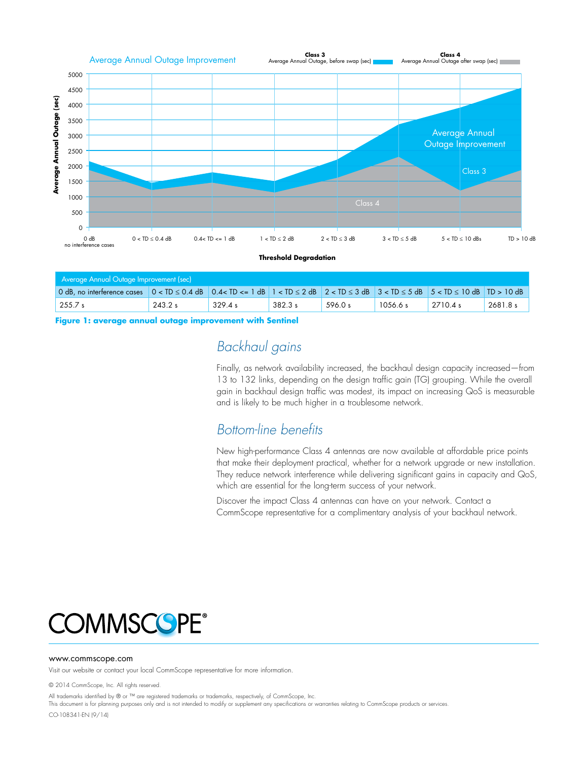Average Annual Outage Improvement

Class 3
Average Annual Outage, before swap (sec)

Class 4
Average Annual Outage after swap (sec)

Average Annual Outage (sec)

5000
4500
4000
3500
3000
2500
2000
1500
1000
500
0

Average Annual Outage Improvement

Class 3

Class 4

0 dB
no interference cases

0 < TD ≤ 0.4 dB

0.4< TD <= 1 dB

1 < TD ≤ 2 dB

2 < TD ≤ 3 dB

3 < TD ≤ 5 dB

5 < TD ≤ 10 dBs

TD > 10 dB

Threshold Degradation

| Average Annual Outage Improvement (sec) | | | | | | | |
|---|---|---|---|---|---|---|---|
| 0 dB, no interference cases | 0 < TD ≤ 0.4 dB | 0.4< TD <= 1 dB | 1 < TD ≤ 2 dB | 2 < TD ≤ 3 dB | 3 < TD ≤ 5 dB | 5 < TD ≤ 10 dB | TD > 10 dB |
| 255.7 s | 243.2 s | 329.4 s | 382.3 s | 596.0 s | 1056.6 s | 2710.4 s | 2681.8 s |

**Figure 1: average annual outage improvement with Sentinel**

## *Backhaul gains*

Finally, as network availability increased, the backhaul design capacity increased—from 13 to 132 links, depending on the design traffic gain (TG) grouping. While the overall gain in backhaul design traffic was modest, its impact on increasing QoS is measurable and is likely to be much higher in a troublesome network.

## *Bottom-line benefits*

New high-performance Class 4 antennas are now available at affordable price points that make their deployment practical, whether for a network upgrade or new installation. They reduce network interference while delivering significant gains in capacity and QoS, which are essential for the long-term success of your network.

Discover the impact Class 4 antennas can have on your network. Contact a CommScope representative for a complimentary analysis of your backhaul network.

COMMSCOPE®

www.commscope.com

Visit our website or contact your local CommScope representative for more information.

© 2014 CommScope, Inc. All rights reserved.

All trademarks identified by ® or ™ are registered trademarks or trademarks, respectively, of CommScope, Inc.
This document is for planning purposes only and is not intended to modify or supplement any specifications or warranties relating to CommScope products or services.

CO-108341-EN (9/14)